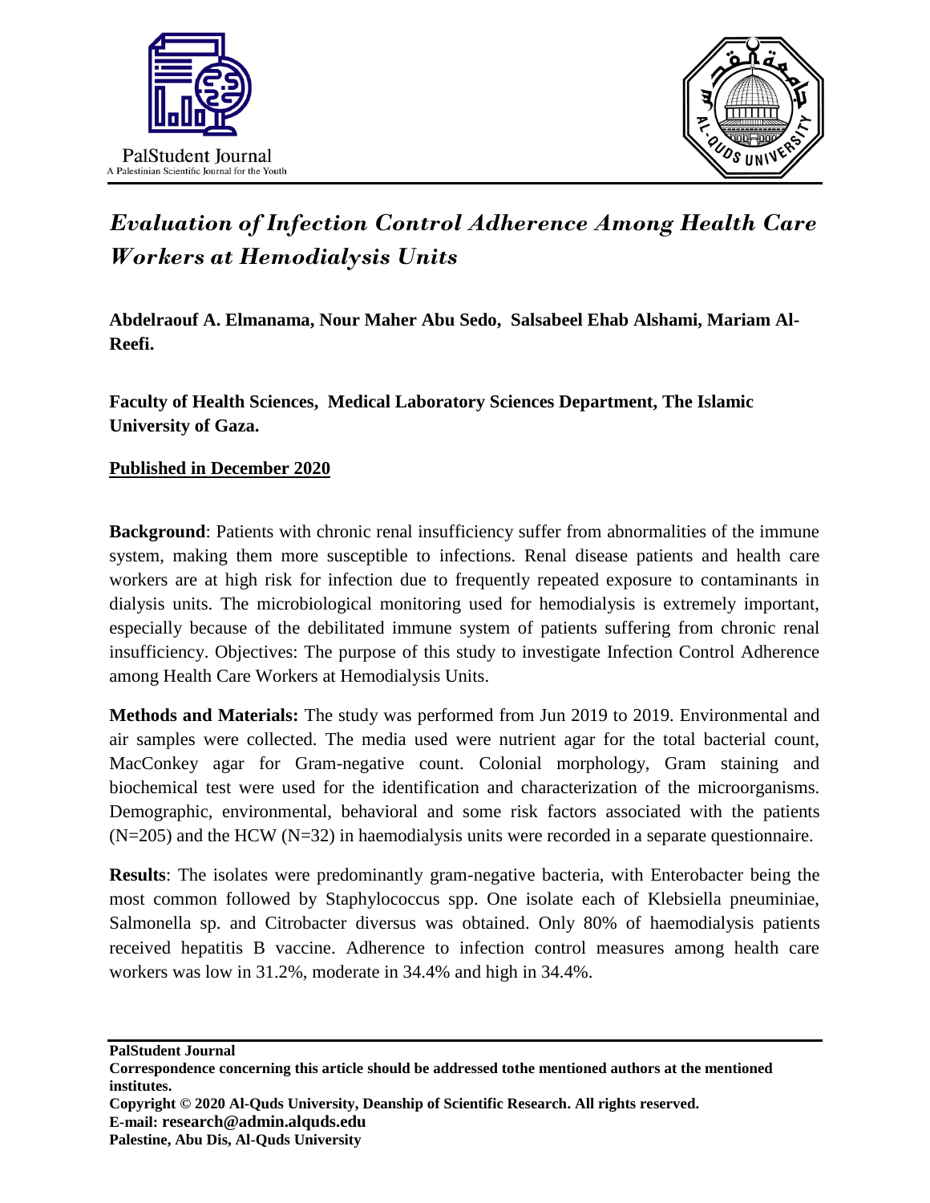PalStudent Journal
A Palestinian Scientific Journal for the Youth

# *Evaluation of Infection Control Adherence Among Health Care Workers at Hemodialysis Units*

**Abdelraouf A. Elmanama, Nour Maher Abu Sedo, Salsabeel Ehab Alshami, Mariam Al-Reefi.**

**Faculty of Health Sciences, Medical Laboratory Sciences Department, The Islamic University of Gaza.**

**Published in December 2020**

**Background**: Patients with chronic renal insufficiency suffer from abnormalities of the immune system, making them more susceptible to infections. Renal disease patients and health care workers are at high risk for infection due to frequently repeated exposure to contaminants in dialysis units. The microbiological monitoring used for hemodialysis is extremely important, especially because of the debilitated immune system of patients suffering from chronic renal insufficiency. Objectives: The purpose of this study to investigate Infection Control Adherence among Health Care Workers at Hemodialysis Units.

**Methods and Materials:** The study was performed from Jun 2019 to 2019. Environmental and air samples were collected. The media used were nutrient agar for the total bacterial count, MacConkey agar for Gram-negative count. Colonial morphology, Gram staining and biochemical test were used for the identification and characterization of the microorganisms. Demographic, environmental, behavioral and some risk factors associated with the patients (N=205) and the HCW (N=32) in haemodialysis units were recorded in a separate questionnaire.

**Results**: The isolates were predominantly gram-negative bacteria, with Enterobacter being the most common followed by Staphylococcus spp. One isolate each of Klebsiella pneuminiae, Salmonella sp. and Citrobacter diversus was obtained. Only 80% of haemodialysis patients received hepatitis B vaccine. Adherence to infection control measures among health care workers was low in 31.2%, moderate in 34.4% and high in 34.4%.

**PalStudent Journal**
**Correspondence concerning this article should be addressed tothe mentioned authors at the mentioned institutes.**
**Copyright © 2020 Al-Quds University, Deanship of Scientific Research. All rights reserved.**
**E-mail: research@admin.alquds.edu**
**Palestine, Abu Dis, Al-Quds University**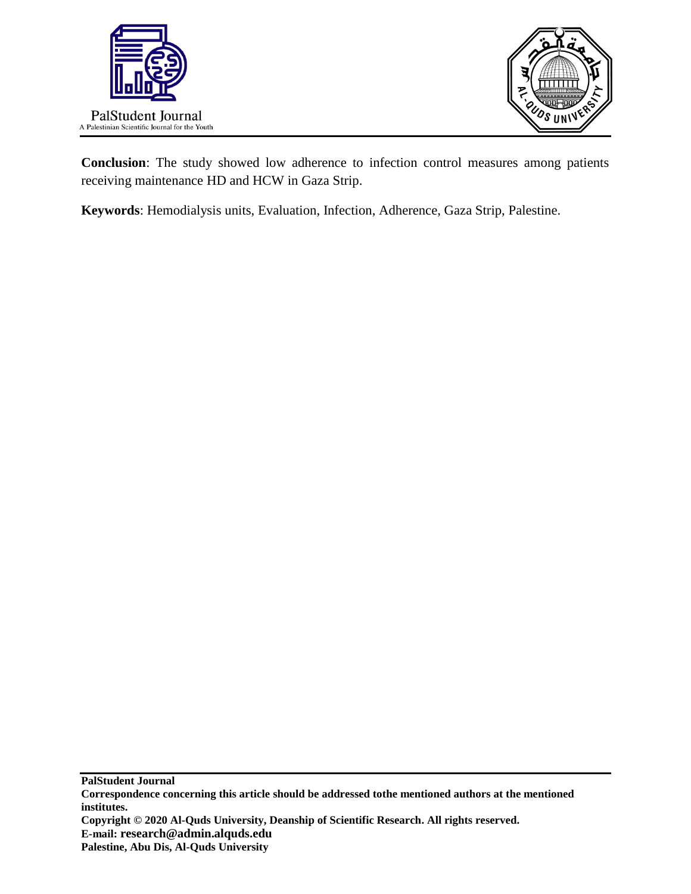**Conclusion**: The study showed low adherence to infection control measures among patients receiving maintenance HD and HCW in Gaza Strip.

**Keywords**: Hemodialysis units, Evaluation, Infection, Adherence, Gaza Strip, Palestine.